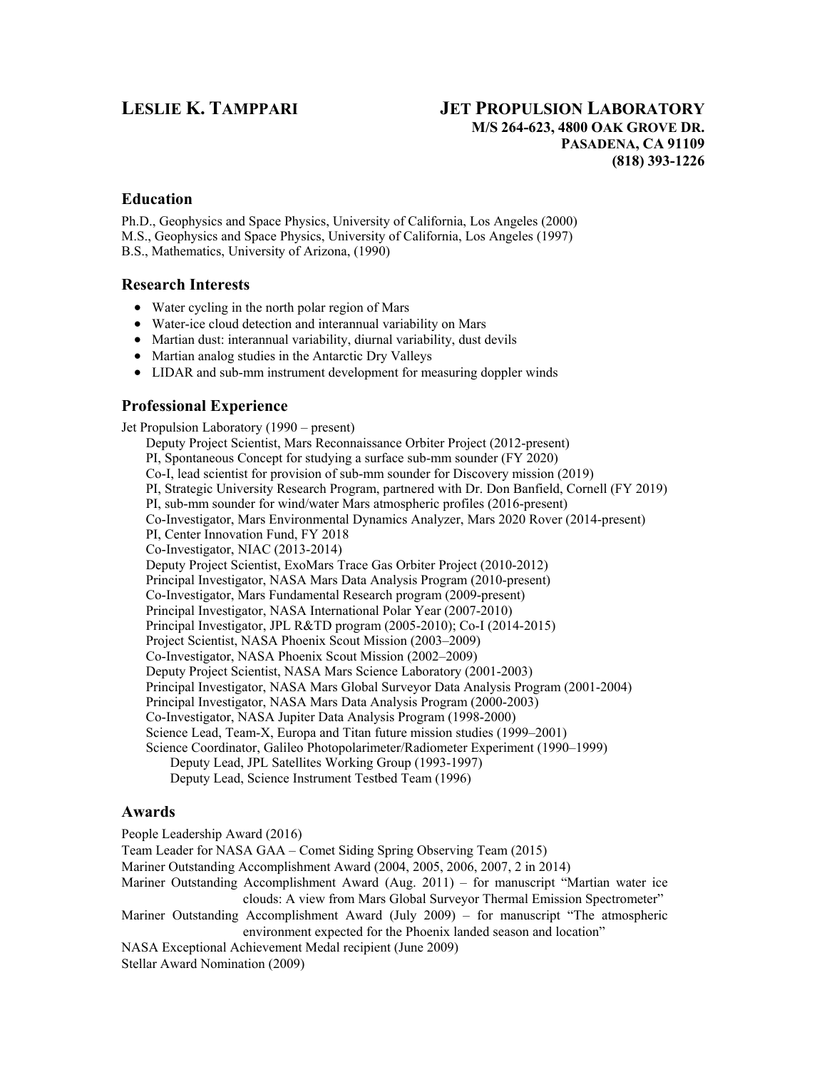# LESLIE K. TAMPPARI

**JET PROPULSION LABORATORY**
**M/S 264-623, 4800 OAK GROVE DR.**
**PASADENA, CA 91109**
**(818) 393-1226**

## Education

Ph.D., Geophysics and Space Physics, University of California, Los Angeles (2000)
M.S., Geophysics and Space Physics, University of California, Los Angeles (1997)
B.S., Mathematics, University of Arizona, (1990)

## Research Interests

- Water cycling in the north polar region of Mars
- Water-ice cloud detection and interannual variability on Mars
- Martian dust: interannual variability, diurnal variability, dust devils
- Martian analog studies in the Antarctic Dry Valleys
- LIDAR and sub-mm instrument development for measuring doppler winds

## Professional Experience

Jet Propulsion Laboratory (1990 – present)

- Deputy Project Scientist, Mars Reconnaissance Orbiter Project (2012-present)
- PI, Spontaneous Concept for studying a surface sub-mm sounder (FY 2020)
- Co-I, lead scientist for provision of sub-mm sounder for Discovery mission (2019)
- PI, Strategic University Research Program, partnered with Dr. Don Banfield, Cornell (FY 2019)
- PI, sub-mm sounder for wind/water Mars atmospheric profiles (2016-present)
- Co-Investigator, Mars Environmental Dynamics Analyzer, Mars 2020 Rover (2014-present)
- PI, Center Innovation Fund, FY 2018
- Co-Investigator, NIAC (2013-2014)
- Deputy Project Scientist, ExoMars Trace Gas Orbiter Project (2010-2012)
- Principal Investigator, NASA Mars Data Analysis Program (2010-present)
- Co-Investigator, Mars Fundamental Research program (2009-present)
- Principal Investigator, NASA International Polar Year (2007-2010)
- Principal Investigator, JPL R&TD program (2005-2010); Co-I (2014-2015)
- Project Scientist, NASA Phoenix Scout Mission (2003–2009)
- Co-Investigator, NASA Phoenix Scout Mission (2002–2009)
- Deputy Project Scientist, NASA Mars Science Laboratory (2001-2003)
- Principal Investigator, NASA Mars Global Surveyor Data Analysis Program (2001-2004)
- Principal Investigator, NASA Mars Data Analysis Program (2000-2003)
- Co-Investigator, NASA Jupiter Data Analysis Program (1998-2000)
- Science Lead, Team-X, Europa and Titan future mission studies (1999–2001)
- Science Coordinator, Galileo Photopolarimeter/Radiometer Experiment (1990–1999)
  - Deputy Lead, JPL Satellites Working Group (1993-1997)
  - Deputy Lead, Science Instrument Testbed Team (1996)

## Awards

People Leadership Award (2016)
Team Leader for NASA GAA – Comet Siding Spring Observing Team (2015)
Mariner Outstanding Accomplishment Award (2004, 2005, 2006, 2007, 2 in 2014)
Mariner Outstanding Accomplishment Award (Aug. 2011) – for manuscript "Martian water ice clouds: A view from Mars Global Surveyor Thermal Emission Spectrometer"
Mariner Outstanding Accomplishment Award (July 2009) – for manuscript "The atmospheric environment expected for the Phoenix landed season and location"
NASA Exceptional Achievement Medal recipient (June 2009)
Stellar Award Nomination (2009)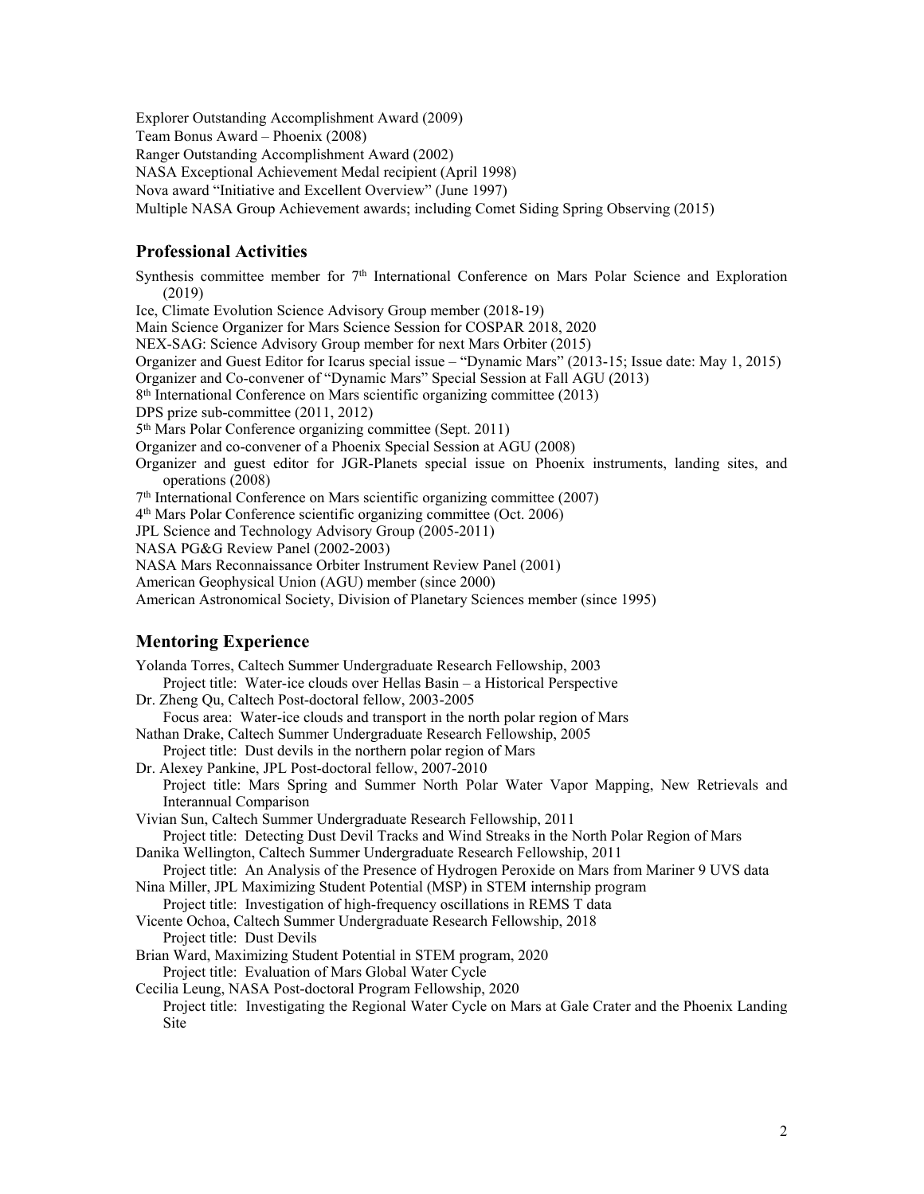Explorer Outstanding Accomplishment Award (2009)
Team Bonus Award – Phoenix (2008)
Ranger Outstanding Accomplishment Award (2002)
NASA Exceptional Achievement Medal recipient (April 1998)
Nova award "Initiative and Excellent Overview" (June 1997)
Multiple NASA Group Achievement awards; including Comet Siding Spring Observing (2015)

## Professional Activities

Synthesis committee member for 7th International Conference on Mars Polar Science and Exploration (2019)
Ice, Climate Evolution Science Advisory Group member (2018-19)
Main Science Organizer for Mars Science Session for COSPAR 2018, 2020
NEX-SAG: Science Advisory Group member for next Mars Orbiter (2015)
Organizer and Guest Editor for Icarus special issue – "Dynamic Mars" (2013-15; Issue date: May 1, 2015)
Organizer and Co-convener of "Dynamic Mars" Special Session at Fall AGU (2013)
8th International Conference on Mars scientific organizing committee (2013)
DPS prize sub-committee (2011, 2012)
5th Mars Polar Conference organizing committee (Sept. 2011)
Organizer and co-convener of a Phoenix Special Session at AGU (2008)
Organizer and guest editor for JGR-Planets special issue on Phoenix instruments, landing sites, and operations (2008)
7th International Conference on Mars scientific organizing committee (2007)
4th Mars Polar Conference scientific organizing committee (Oct. 2006)
JPL Science and Technology Advisory Group (2005-2011)
NASA PG&G Review Panel (2002-2003)
NASA Mars Reconnaissance Orbiter Instrument Review Panel (2001)
American Geophysical Union (AGU) member (since 2000)
American Astronomical Society, Division of Planetary Sciences member (since 1995)

## Mentoring Experience

Yolanda Torres, Caltech Summer Undergraduate Research Fellowship, 2003
  Project title: Water-ice clouds over Hellas Basin – a Historical Perspective
Dr. Zheng Qu, Caltech Post-doctoral fellow, 2003-2005
  Focus area: Water-ice clouds and transport in the north polar region of Mars
Nathan Drake, Caltech Summer Undergraduate Research Fellowship, 2005
  Project title: Dust devils in the northern polar region of Mars
Dr. Alexey Pankine, JPL Post-doctoral fellow, 2007-2010
  Project title: Mars Spring and Summer North Polar Water Vapor Mapping, New Retrievals and Interannual Comparison
Vivian Sun, Caltech Summer Undergraduate Research Fellowship, 2011
  Project title: Detecting Dust Devil Tracks and Wind Streaks in the North Polar Region of Mars
Danika Wellington, Caltech Summer Undergraduate Research Fellowship, 2011
  Project title: An Analysis of the Presence of Hydrogen Peroxide on Mars from Mariner 9 UVS data
Nina Miller, JPL Maximizing Student Potential (MSP) in STEM internship program
  Project title: Investigation of high-frequency oscillations in REMS T data
Vicente Ochoa, Caltech Summer Undergraduate Research Fellowship, 2018
  Project title: Dust Devils
Brian Ward, Maximizing Student Potential in STEM program, 2020
  Project title: Evaluation of Mars Global Water Cycle
Cecilia Leung, NASA Post-doctoral Program Fellowship, 2020
  Project title: Investigating the Regional Water Cycle on Mars at Gale Crater and the Phoenix Landing Site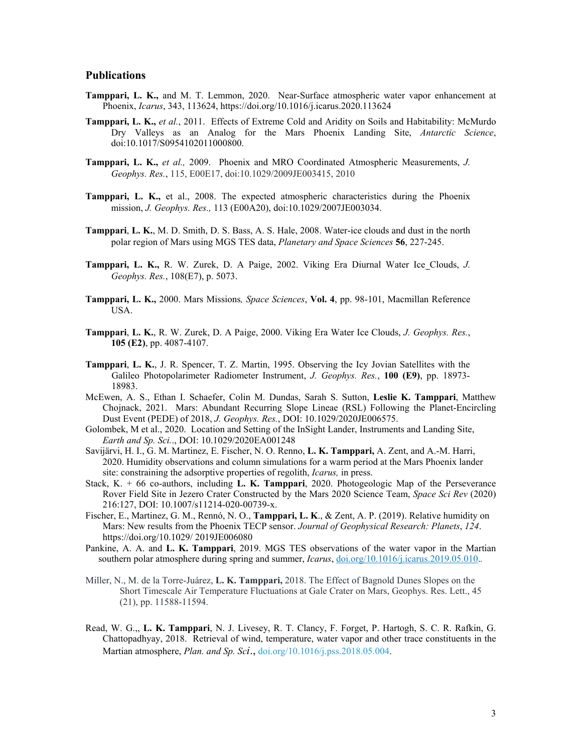### Publications

**Tamppari, L. K.,** and M. T. Lemmon, 2020. Near-Surface atmospheric water vapor enhancement at Phoenix, *Icarus*, 343, 113624, https://doi.org/10.1016/j.icarus.2020.113624

**Tamppari, L. K.,** *et al.*, 2011. Effects of Extreme Cold and Aridity on Soils and Habitability: McMurdo Dry Valleys as an Analog for the Mars Phoenix Landing Site, *Antarctic Science*, doi:10.1017/S0954102011000800.

**Tamppari, L. K.,** *et al.,* 2009. Phoenix and MRO Coordinated Atmospheric Measurements, *J. Geophys. Res.*, 115, E00E17, doi:10.1029/2009JE003415, 2010

**Tamppari, L. K.,** et al., 2008. The expected atmospheric characteristics during the Phoenix mission, *J. Geophys. Res.,* 113 (E00A20), doi:10.1029/2007JE003034.

**Tamppari**, **L. K.**, M. D. Smith, D. S. Bass, A. S. Hale, 2008. Water-ice clouds and dust in the north polar region of Mars using MGS TES data, *Planetary and Space Sciences* **56**, 227-245.

**Tamppari, L. K.,** R. W. Zurek, D. A Paige, 2002. Viking Era Diurnal Water Ice_Clouds, *J. Geophys. Res.*, 108(E7), p. 5073.

**Tamppari, L. K.,** 2000. Mars Missions*, Space Sciences*, **Vol. 4**, pp. 98-101, Macmillan Reference USA.

**Tamppari**, **L. K.**, R. W. Zurek, D. A Paige, 2000. Viking Era Water Ice Clouds, *J. Geophys. Res.*, **105 (E2)**, pp. 4087-4107.

**Tamppari**, **L. K.**, J. R. Spencer, T. Z. Martin, 1995. Observing the Icy Jovian Satellites with the Galileo Photopolarimeter Radiometer Instrument, *J. Geophys. Res.*, **100 (E9)**, pp. 18973-18983.

McEwen, A. S., Ethan I. Schaefer, Colin M. Dundas, Sarah S. Sutton, **Leslie K. Tamppari**, Matthew Chojnack, 2021. Mars: Abundant Recurring Slope Lineae (RSL) Following the Planet-Encircling Dust Event (PEDE) of 2018, *J. Geophys. Res.*, DOI: 10.1029/2020JE006575.

Golombek, M et al., 2020. Location and Setting of the InSight Lander, Instruments and Landing Site, *Earth and Sp. Sci.*., DOI: 10.1029/2020EA001248

Savijärvi, H. I., G. M. Martinez, E. Fischer, N. O. Renno, **L. K. Tamppari,** A. Zent, and A.-M. Harri, 2020. Humidity observations and column simulations for a warm period at the Mars Phoenix lander site: constraining the adsorptive properties of regolith, *Icarus,* in press.

Stack, K. + 66 co-authors, including **L. K. Tamppari**, 2020. Photogeologic Map of the Perseverance Rover Field Site in Jezero Crater Constructed by the Mars 2020 Science Team, *Space Sci Rev* (2020) 216:127, DOI: 10.1007/s11214-020-00739-x.

Fischer, E., Martinez, G. M., Rennó, N. O., **Tamppari, L. K**., & Zent, A. P. (2019). Relative humidity on Mars: New results from the Phoenix TECP sensor. *Journal of Geophysical Research: Planets*, *124*. https://doi.org/10.1029/ 2019JE006080

Pankine, A. A. and **L. K. Tamppari**, 2019. MGS TES observations of the water vapor in the Martian southern polar atmosphere during spring and summer, *Icarus*, doi.org/10.1016/j.icarus.2019.05.010..

Miller, N., M. de la Torre-Juárez, **L. K. Tamppari,** 2018. The Effect of Bagnold Dunes Slopes on the Short Timescale Air Temperature Fluctuations at Gale Crater on Mars, Geophys. Res. Lett., 45 (21), pp. 11588-11594.

Read, W. G.,, **L. K. Tamppari**, N. J. Livesey, R. T. Clancy, F. Forget, P. Hartogh, S. C. R. Rafkin, G. Chattopadhyay, 2018. Retrieval of wind, temperature, water vapor and other trace constituents in the Martian atmosphere, *Plan. and Sp. Sci*., doi.org/10.1016/j.pss.2018.05.004.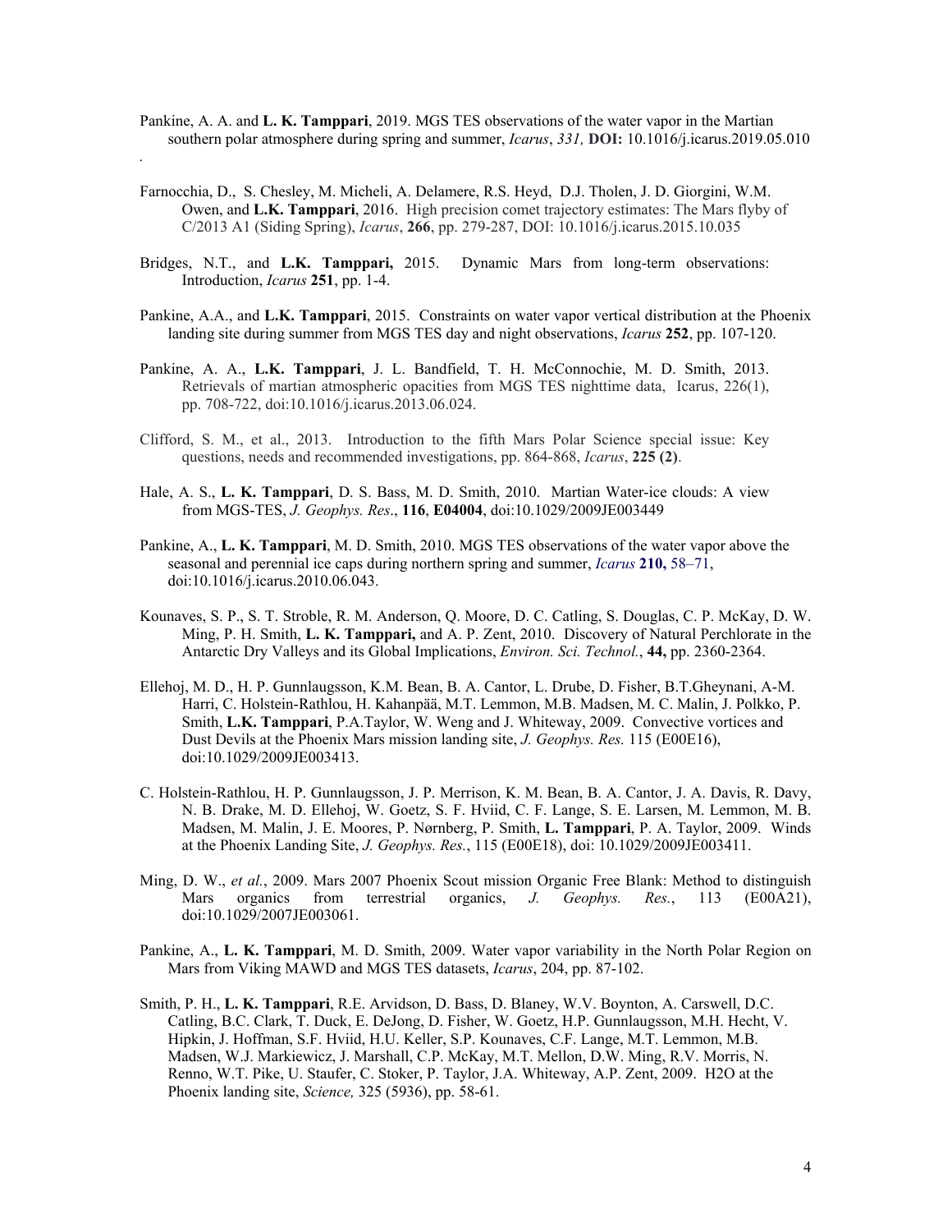Pankine, A. A. and **L. K. Tamppari**, 2019. MGS TES observations of the water vapor in the Martian southern polar atmosphere during spring and summer, *Icarus*, *331,* **DOI:** 10.1016/j.icarus.2019.05.010

.

Farnocchia, D., S. Chesley, M. Micheli, A. Delamere, R.S. Heyd, D.J. Tholen, J. D. Giorgini, W.M. Owen, and **L.K. Tamppari**, 2016. High precision comet trajectory estimates: The Mars flyby of C/2013 A1 (Siding Spring), *Icarus*, **266**, pp. 279-287, DOI: 10.1016/j.icarus.2015.10.035

Bridges, N.T., and **L.K. Tamppari,** 2015. Dynamic Mars from long-term observations: Introduction, *Icarus* **251**, pp. 1-4.

Pankine, A.A., and **L.K. Tamppari**, 2015. Constraints on water vapor vertical distribution at the Phoenix landing site during summer from MGS TES day and night observations, *Icarus* **252**, pp. 107-120.

Pankine, A. A., **L.K. Tamppari**, J. L. Bandfield, T. H. McConnochie, M. D. Smith, 2013. Retrievals of martian atmospheric opacities from MGS TES nighttime data, Icarus, 226(1), pp. 708-722, doi:10.1016/j.icarus.2013.06.024.

Clifford, S. M., et al., 2013. Introduction to the fifth Mars Polar Science special issue: Key questions, needs and recommended investigations, pp. 864-868, *Icarus*, **225 (2)**.

Hale, A. S., **L. K. Tamppari**, D. S. Bass, M. D. Smith, 2010. Martian Water-ice clouds: A view from MGS-TES, *J. Geophys. Res*., **116**, **E04004**, doi:10.1029/2009JE003449

Pankine, A., **L. K. Tamppari**, M. D. Smith, 2010. MGS TES observations of the water vapor above the seasonal and perennial ice caps during northern spring and summer, *Icarus* **210,** 58–71, doi:10.1016/j.icarus.2010.06.043.

Kounaves, S. P., S. T. Stroble, R. M. Anderson, Q. Moore, D. C. Catling, S. Douglas, C. P. McKay, D. W. Ming, P. H. Smith, **L. K. Tamppari,** and A. P. Zent, 2010. Discovery of Natural Perchlorate in the Antarctic Dry Valleys and its Global Implications, *Environ. Sci. Technol.*, **44,** pp. 2360-2364.

Ellehoj, M. D., H. P. Gunnlaugsson, K.M. Bean, B. A. Cantor, L. Drube, D. Fisher, B.T.Gheynani, A-M. Harri, C. Holstein-Rathlou, H. Kahanpää, M.T. Lemmon, M.B. Madsen, M. C. Malin, J. Polkko, P. Smith, **L.K. Tamppari**, P.A.Taylor, W. Weng and J. Whiteway, 2009. Convective vortices and Dust Devils at the Phoenix Mars mission landing site, *J. Geophys. Res.* 115 (E00E16), doi:10.1029/2009JE003413.

C. Holstein-Rathlou, H. P. Gunnlaugsson, J. P. Merrison, K. M. Bean, B. A. Cantor, J. A. Davis, R. Davy, N. B. Drake, M. D. Ellehoj, W. Goetz, S. F. Hviid, C. F. Lange, S. E. Larsen, M. Lemmon, M. B. Madsen, M. Malin, J. E. Moores, P. Nørnberg, P. Smith, **L. Tamppari**, P. A. Taylor, 2009. Winds at the Phoenix Landing Site, *J. Geophys. Res.*, 115 (E00E18), doi: 10.1029/2009JE003411.

Ming, D. W., *et al.*, 2009. Mars 2007 Phoenix Scout mission Organic Free Blank: Method to distinguish Mars organics from terrestrial organics, *J. Geophys. Res.*, 113 (E00A21), doi:10.1029/2007JE003061.

Pankine, A., **L. K. Tamppari**, M. D. Smith, 2009. Water vapor variability in the North Polar Region on Mars from Viking MAWD and MGS TES datasets, *Icarus*, 204, pp. 87-102.

Smith, P. H., **L. K. Tamppari**, R.E. Arvidson, D. Bass, D. Blaney, W.V. Boynton, A. Carswell, D.C. Catling, B.C. Clark, T. Duck, E. DeJong, D. Fisher, W. Goetz, H.P. Gunnlaugsson, M.H. Hecht, V. Hipkin, J. Hoffman, S.F. Hviid, H.U. Keller, S.P. Kounaves, C.F. Lange, M.T. Lemmon, M.B. Madsen, W.J. Markiewicz, J. Marshall, C.P. McKay, M.T. Mellon, D.W. Ming, R.V. Morris, N. Renno, W.T. Pike, U. Staufer, C. Stoker, P. Taylor, J.A. Whiteway, A.P. Zent, 2009. H2O at the Phoenix landing site, *Science,* 325 (5936), pp. 58-61.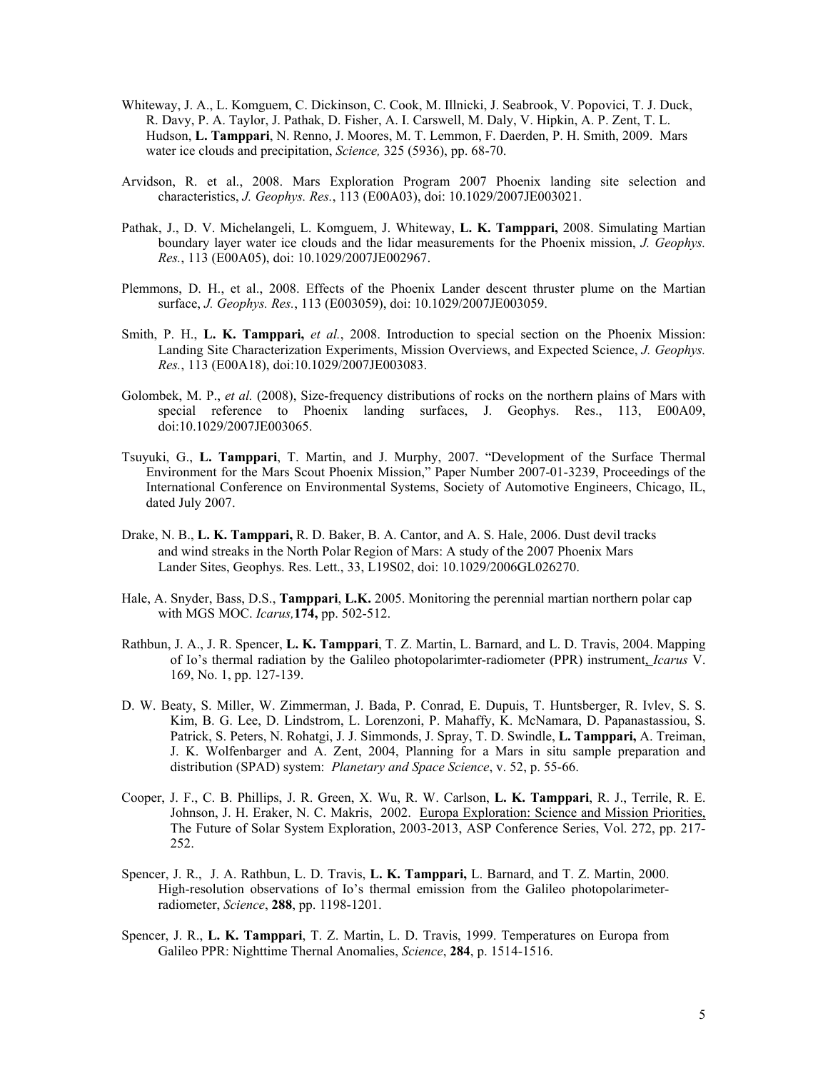Whiteway, J. A., L. Komguem, C. Dickinson, C. Cook, M. Illnicki, J. Seabrook, V. Popovici, T. J. Duck, R. Davy, P. A. Taylor, J. Pathak, D. Fisher, A. I. Carswell, M. Daly, V. Hipkin, A. P. Zent, T. L. Hudson, **L. Tamppari**, N. Renno, J. Moores, M. T. Lemmon, F. Daerden, P. H. Smith, 2009. Mars water ice clouds and precipitation, *Science,* 325 (5936), pp. 68-70.

Arvidson, R. et al., 2008. Mars Exploration Program 2007 Phoenix landing site selection and characteristics, *J. Geophys. Res.*, 113 (E00A03), doi: 10.1029/2007JE003021.

Pathak, J., D. V. Michelangeli, L. Komguem, J. Whiteway, **L. K. Tamppari,** 2008. Simulating Martian boundary layer water ice clouds and the lidar measurements for the Phoenix mission, *J. Geophys. Res.*, 113 (E00A05), doi: 10.1029/2007JE002967.

Plemmons, D. H., et al., 2008. Effects of the Phoenix Lander descent thruster plume on the Martian surface, *J. Geophys. Res.*, 113 (E003059), doi: 10.1029/2007JE003059.

Smith, P. H., **L. K. Tamppari,** *et al.*, 2008. Introduction to special section on the Phoenix Mission: Landing Site Characterization Experiments, Mission Overviews, and Expected Science, *J. Geophys. Res.*, 113 (E00A18), doi:10.1029/2007JE003083.

Golombek, M. P., *et al.* (2008), Size-frequency distributions of rocks on the northern plains of Mars with special reference to Phoenix landing surfaces, J. Geophys. Res., 113, E00A09, doi:10.1029/2007JE003065.

Tsuyuki, G., **L. Tamppari**, T. Martin, and J. Murphy, 2007. "Development of the Surface Thermal Environment for the Mars Scout Phoenix Mission," Paper Number 2007-01-3239, Proceedings of the International Conference on Environmental Systems, Society of Automotive Engineers, Chicago, IL, dated July 2007.

Drake, N. B., **L. K. Tamppari,** R. D. Baker, B. A. Cantor, and A. S. Hale, 2006. Dust devil tracks and wind streaks in the North Polar Region of Mars: A study of the 2007 Phoenix Mars Lander Sites, Geophys. Res. Lett., 33, L19S02, doi: 10.1029/2006GL026270.

Hale, A. Snyder, Bass, D.S., **Tamppari**, **L.K.** 2005. Monitoring the perennial martian northern polar cap with MGS MOC. *Icarus,* **174,** pp. 502-512.

Rathbun, J. A., J. R. Spencer, **L. K. Tamppari**, T. Z. Martin, L. Barnard, and L. D. Travis, 2004. Mapping of Io's thermal radiation by the Galileo photopolarimter-radiometer (PPR) instrument, *Icarus* V. 169, No. 1, pp. 127-139.

D. W. Beaty, S. Miller, W. Zimmerman, J. Bada, P. Conrad, E. Dupuis, T. Huntsberger, R. Ivlev, S. S. Kim, B. G. Lee, D. Lindstrom, L. Lorenzoni, P. Mahaffy, K. McNamara, D. Papanastassiou, S. Patrick, S. Peters, N. Rohatgi, J. J. Simmonds, J. Spray, T. D. Swindle, **L. Tamppari,** A. Treiman, J. K. Wolfenbarger and A. Zent, 2004, Planning for a Mars in situ sample preparation and distribution (SPAD) system: *Planetary and Space Science*, v. 52, p. 55-66.

Cooper, J. F., C. B. Phillips, J. R. Green, X. Wu, R. W. Carlson, **L. K. Tamppari**, R. J., Terrile, R. E. Johnson, J. H. Eraker, N. C. Makris, 2002. Europa Exploration: Science and Mission Priorities, The Future of Solar System Exploration, 2003-2013, ASP Conference Series, Vol. 272, pp. 217-252.

Spencer, J. R., J. A. Rathbun, L. D. Travis, **L. K. Tamppari,** L. Barnard, and T. Z. Martin, 2000. High-resolution observations of Io's thermal emission from the Galileo photopolarimeter-radiometer, *Science*, **288**, pp. 1198-1201.

Spencer, J. R., **L. K. Tamppari**, T. Z. Martin, L. D. Travis, 1999. Temperatures on Europa from Galileo PPR: Nighttime Thernal Anomalies, *Science*, **284**, p. 1514-1516.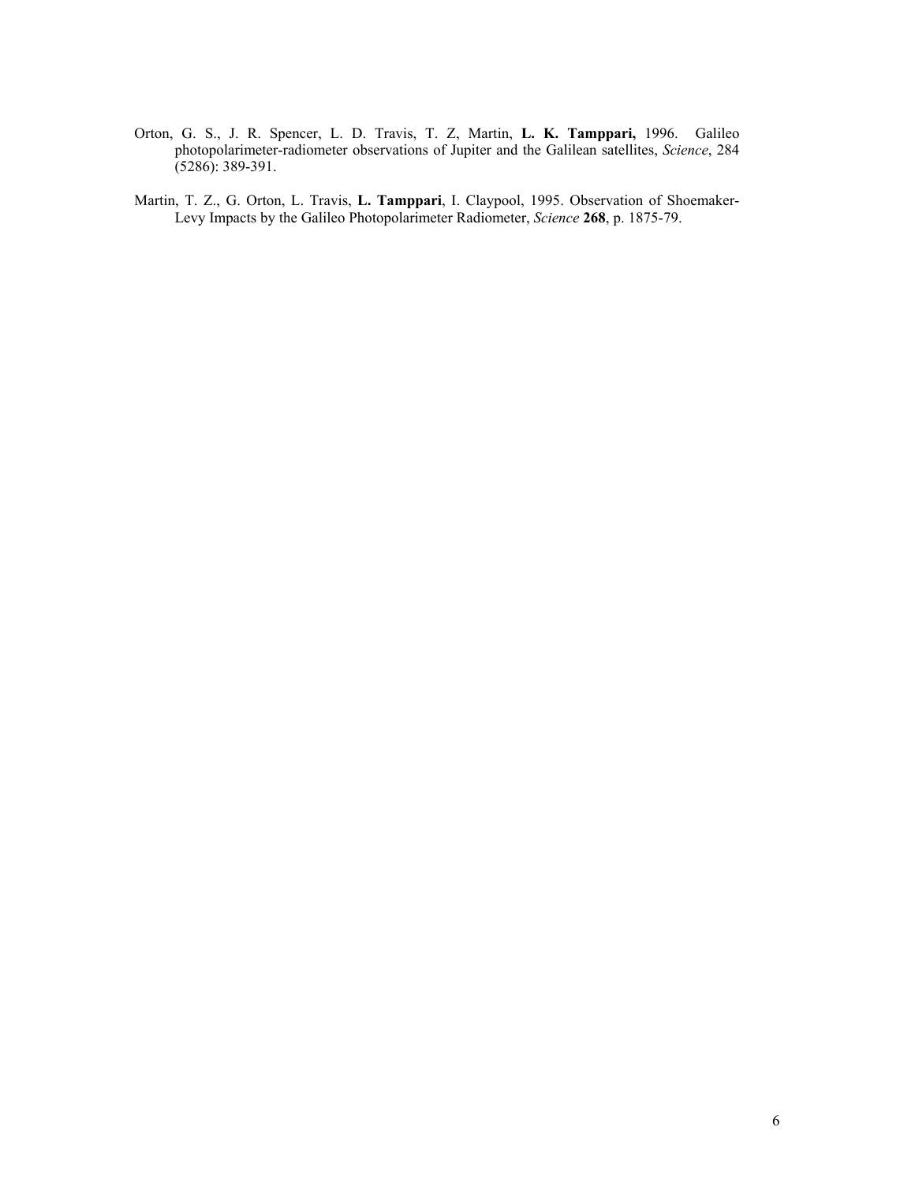Orton, G. S., J. R. Spencer, L. D. Travis, T. Z, Martin, **L. K. Tamppari,** 1996. Galileo photopolarimeter-radiometer observations of Jupiter and the Galilean satellites, *Science*, 284 (5286): 389-391.

Martin, T. Z., G. Orton, L. Travis, **L. Tamppari**, I. Claypool, 1995. Observation of Shoemaker-Levy Impacts by the Galileo Photopolarimeter Radiometer, *Science* **268**, p. 1875-79.